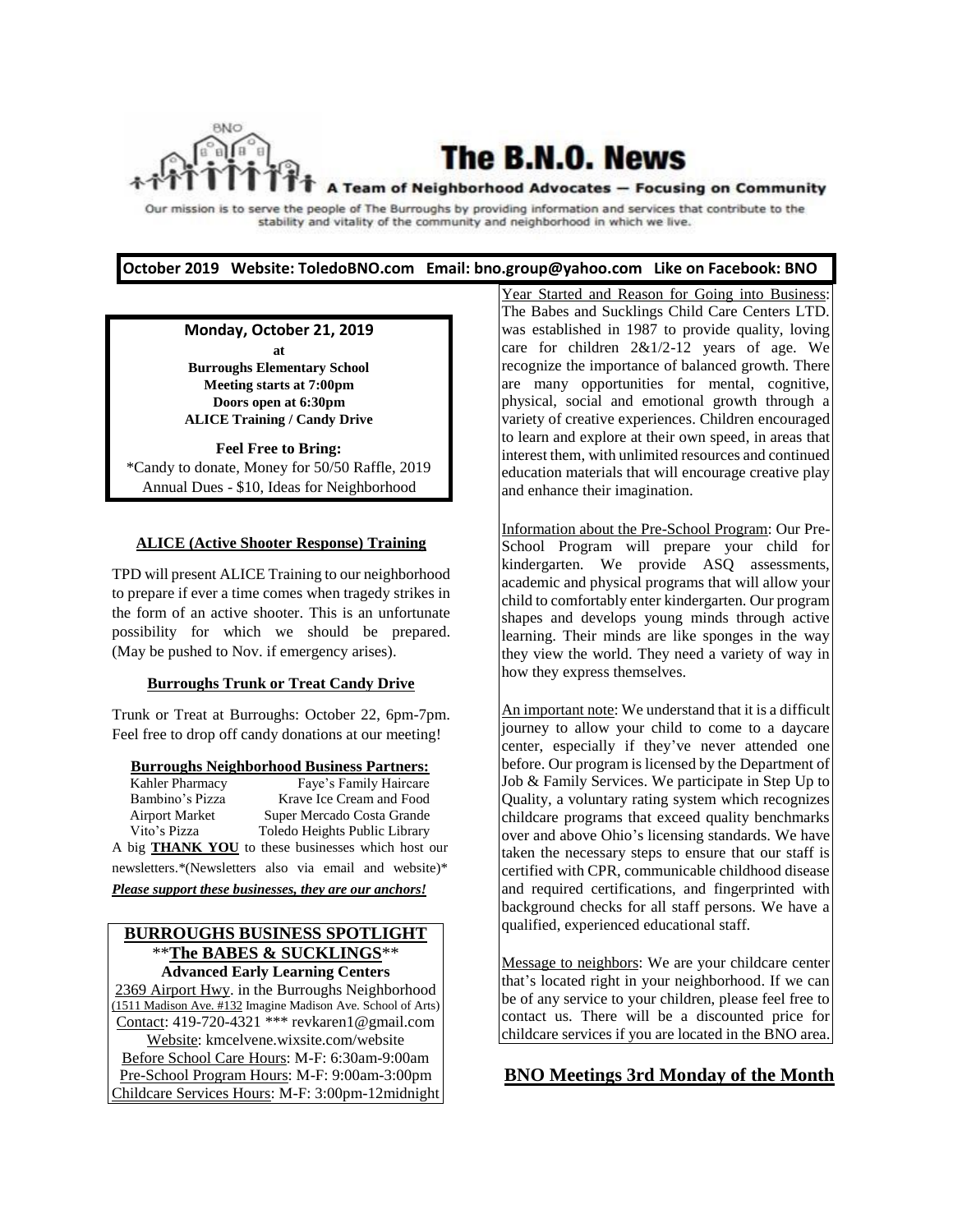# The B.N.O. News

A Team of Neighborhood Advocates — Focusing on Community

Our mission is to serve the people of The Burroughs by providing information and services that contribute to the stability and vitality of the community and neighborhood in which we live.

**October 2019 Website: ToledoBNO.com Email: bno.group@yahoo.com Like on Facebook: BNO**

**Monday, October 21, 2019**
**at**
**Burroughs Elementary School**
**Meeting starts at 7:00pm**
**Doors open at 6:30pm**
**ALICE Training / Candy Drive**

**Feel Free to Bring:**
*Candy to donate, Money for 50/50 Raffle, 2019 Annual Dues - $10, Ideas for Neighborhood

### ALICE (Active Shooter Response) Training

TPD will present ALICE Training to our neighborhood to prepare if ever a time comes when tragedy strikes in the form of an active shooter. This is an unfortunate possibility for which we should be prepared. (May be pushed to Nov. if emergency arises).

### Burroughs Trunk or Treat Candy Drive

Trunk or Treat at Burroughs: October 22, 6pm-7pm. Feel free to drop off candy donations at our meeting!

### Burroughs Neighborhood Business Partners:

| | |
|---|---|
| Kahler Pharmacy | Faye's Family Haircare |
| Bambino's Pizza | Krave Ice Cream and Food |
| Airport Market | Super Mercado Costa Grande |
| Vito's Pizza | Toledo Heights Public Library |

A big **THANK YOU** to these businesses which host our newsletters.*(Newsletters also via email and website)*

***Please support these businesses, they are our anchors!***

## BURROUGHS BUSINESS SPOTLIGHT

****The BABES & SUCKLINGS****

**Advanced Early Learning Centers**

2369 Airport Hwy. in the Burroughs Neighborhood
(1511 Madison Ave. #132 Imagine Madison Ave. School of Arts)
Contact: 419-720-4321 *** revkaren1@gmail.com
Website: kmcelvene.wixsite.com/website
Before School Care Hours: M-F: 6:30am-9:00am
Pre-School Program Hours: M-F: 9:00am-3:00pm
Childcare Services Hours: M-F: 3:00pm-12midnight

Year Started and Reason for Going into Business: The Babes and Sucklings Child Care Centers LTD. was established in 1987 to provide quality, loving care for children 2&1/2-12 years of age. We recognize the importance of balanced growth. There are many opportunities for mental, cognitive, physical, social and emotional growth through a variety of creative experiences. Children encouraged to learn and explore at their own speed, in areas that interest them, with unlimited resources and continued education materials that will encourage creative play and enhance their imagination.

Information about the Pre-School Program: Our Pre-School Program will prepare your child for kindergarten. We provide ASQ assessments, academic and physical programs that will allow your child to comfortably enter kindergarten. Our program shapes and develops young minds through active learning. Their minds are like sponges in the way they view the world. They need a variety of way in how they express themselves.

An important note: We understand that it is a difficult journey to allow your child to come to a daycare center, especially if they've never attended one before. Our program is licensed by the Department of Job & Family Services. We participate in Step Up to Quality, a voluntary rating system which recognizes childcare programs that exceed quality benchmarks over and above Ohio's licensing standards. We have taken the necessary steps to ensure that our staff is certified with CPR, communicable childhood disease and required certifications, and fingerprinted with background checks for all staff persons. We have a qualified, experienced educational staff.

Message to neighbors: We are your childcare center that's located right in your neighborhood. If we can be of any service to your children, please feel free to contact us. There will be a discounted price for childcare services if you are located in the BNO area.

## BNO Meetings 3rd Monday of the Month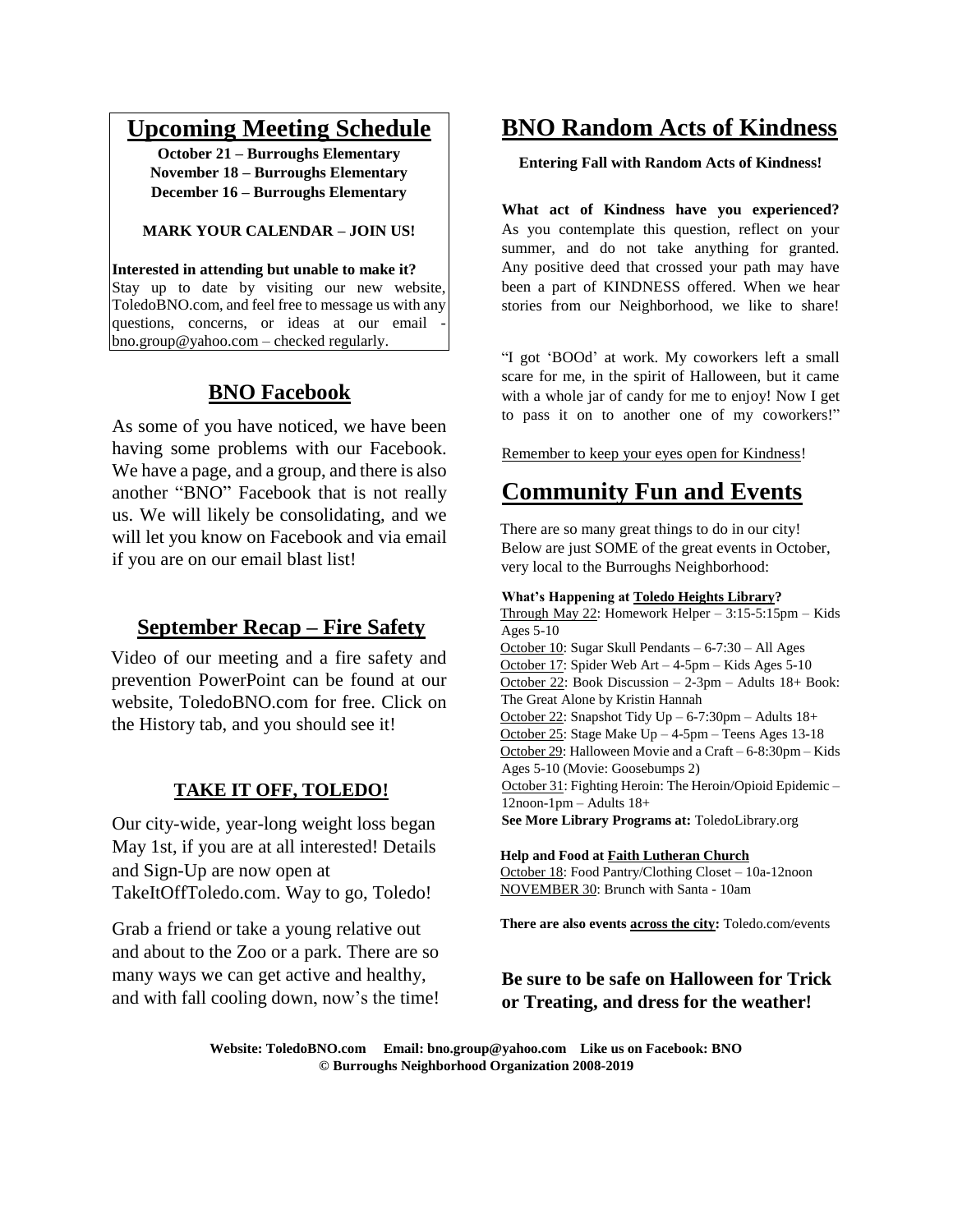## Upcoming Meeting Schedule

**October 21 – Burroughs Elementary**
**November 18 – Burroughs Elementary**
**December 16 – Burroughs Elementary**

**MARK YOUR CALENDAR – JOIN US!**

**Interested in attending but unable to make it?** Stay up to date by visiting our new website, ToledoBNO.com, and feel free to message us with any questions, concerns, or ideas at our email - bno.group@yahoo.com – checked regularly.

## BNO Facebook

As some of you have noticed, we have been having some problems with our Facebook. We have a page, and a group, and there is also another "BNO" Facebook that is not really us. We will likely be consolidating, and we will let you know on Facebook and via email if you are on our email blast list!

## September Recap – Fire Safety

Video of our meeting and a fire safety and prevention PowerPoint can be found at our website, ToledoBNO.com for free. Click on the History tab, and you should see it!

### TAKE IT OFF, TOLEDO!

Our city-wide, year-long weight loss began May 1st, if you are at all interested! Details and Sign-Up are now open at TakeItOffToledo.com. Way to go, Toledo!

Grab a friend or take a young relative out and about to the Zoo or a park. There are so many ways we can get active and healthy, and with fall cooling down, now's the time!

## BNO Random Acts of Kindness

**Entering Fall with Random Acts of Kindness!**

**What act of Kindness have you experienced?** As you contemplate this question, reflect on your summer, and do not take anything for granted. Any positive deed that crossed your path may have been a part of KINDNESS offered. When we hear stories from our Neighborhood, we like to share!

"I got 'BOOd' at work. My coworkers left a small scare for me, in the spirit of Halloween, but it came with a whole jar of candy for me to enjoy! Now I get to pass it on to another one of my coworkers!"

Remember to keep your eyes open for Kindness!

## Community Fun and Events

There are so many great things to do in our city! Below are just SOME of the great events in October, very local to the Burroughs Neighborhood:

**What's Happening at Toledo Heights Library?**

Through May 22: Homework Helper – 3:15-5:15pm – Kids Ages 5-10
October 10: Sugar Skull Pendants – 6-7:30 – All Ages
October 17: Spider Web Art – 4-5pm – Kids Ages 5-10
October 22: Book Discussion – 2-3pm – Adults 18+ Book: The Great Alone by Kristin Hannah
October 22: Snapshot Tidy Up – 6-7:30pm – Adults 18+
October 25: Stage Make Up – 4-5pm – Teens Ages 13-18
October 29: Halloween Movie and a Craft – 6-8:30pm – Kids Ages 5-10 (Movie: Goosebumps 2)
October 31: Fighting Heroin: The Heroin/Opioid Epidemic – 12noon-1pm – Adults 18+
**See More Library Programs at:** ToledoLibrary.org

**Help and Food at Faith Lutheran Church**

October 18: Food Pantry/Clothing Closet – 10a-12noon
NOVEMBER 30: Brunch with Santa - 10am

**There are also events across the city:** Toledo.com/events

**Be sure to be safe on Halloween for Trick or Treating, and dress for the weather!**

**Website: ToledoBNO.com Email: bno.group@yahoo.com Like us on Facebook: BNO**
**© Burroughs Neighborhood Organization 2008-2019**